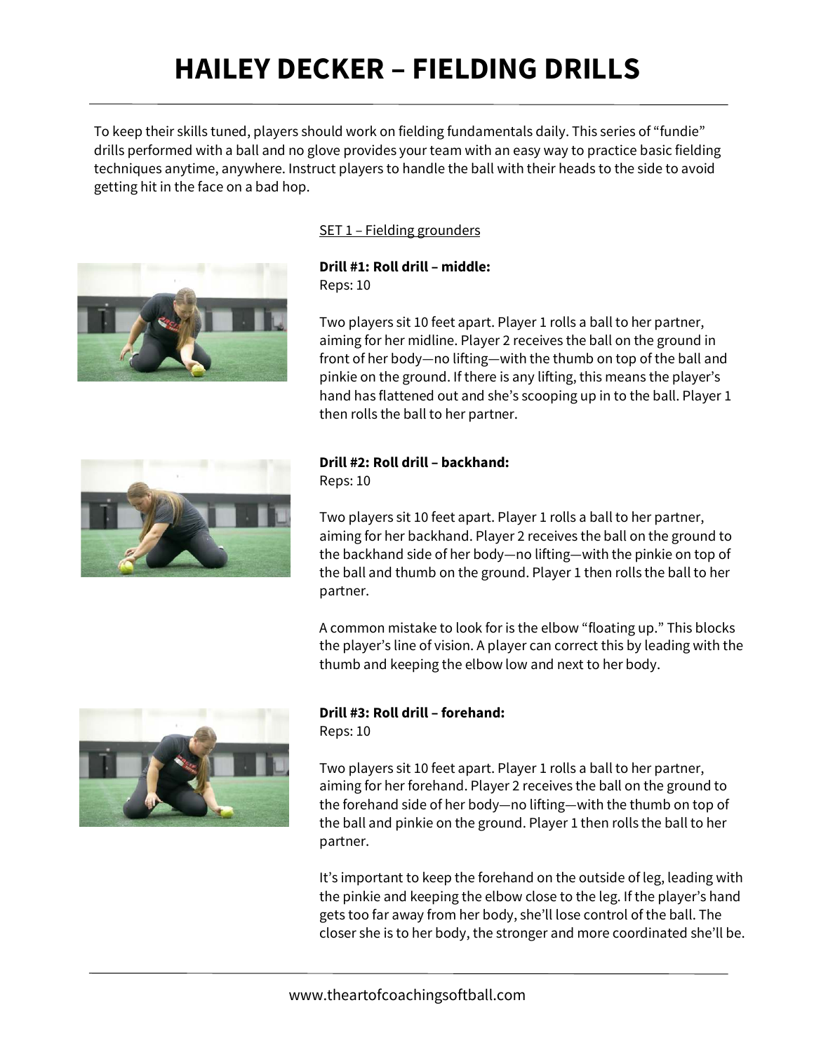# HAILEY DECKER – FIELDING DRILLS

To keep their skills tuned, players should work on fielding fundamentals daily. This series of "fundie" drills performed with a ball and no glove provides your team with an easy way to practice basic fielding techniques anytime, anywhere. Instruct players to handle the ball with their heads to the side to avoid getting hit in the face on a bad hop.

## SET 1 – Fielding grounders

**Drill #1: Roll drill – middle:**
Reps: 10

Two players sit 10 feet apart. Player 1 rolls a ball to her partner, aiming for her midline. Player 2 receives the ball on the ground in front of her body—no lifting—with the thumb on top of the ball and pinkie on the ground. If there is any lifting, this means the player's hand has flattened out and she's scooping up in to the ball. Player 1 then rolls the ball to her partner.

**Drill #2: Roll drill – backhand:**
Reps: 10

Two players sit 10 feet apart. Player 1 rolls a ball to her partner, aiming for her backhand. Player 2 receives the ball on the ground to the backhand side of her body—no lifting—with the pinkie on top of the ball and thumb on the ground. Player 1 then rolls the ball to her partner.

A common mistake to look for is the elbow "floating up." This blocks the player's line of vision. A player can correct this by leading with the thumb and keeping the elbow low and next to her body.

**Drill #3: Roll drill – forehand:**
Reps: 10

Two players sit 10 feet apart. Player 1 rolls a ball to her partner, aiming for her forehand. Player 2 receives the ball on the ground to the forehand side of her body—no lifting—with the thumb on top of the ball and pinkie on the ground. Player 1 then rolls the ball to her partner.

It's important to keep the forehand on the outside of leg, leading with the pinkie and keeping the elbow close to the leg. If the player's hand gets too far away from her body, she'll lose control of the ball. The closer she is to her body, the stronger and more coordinated she'll be.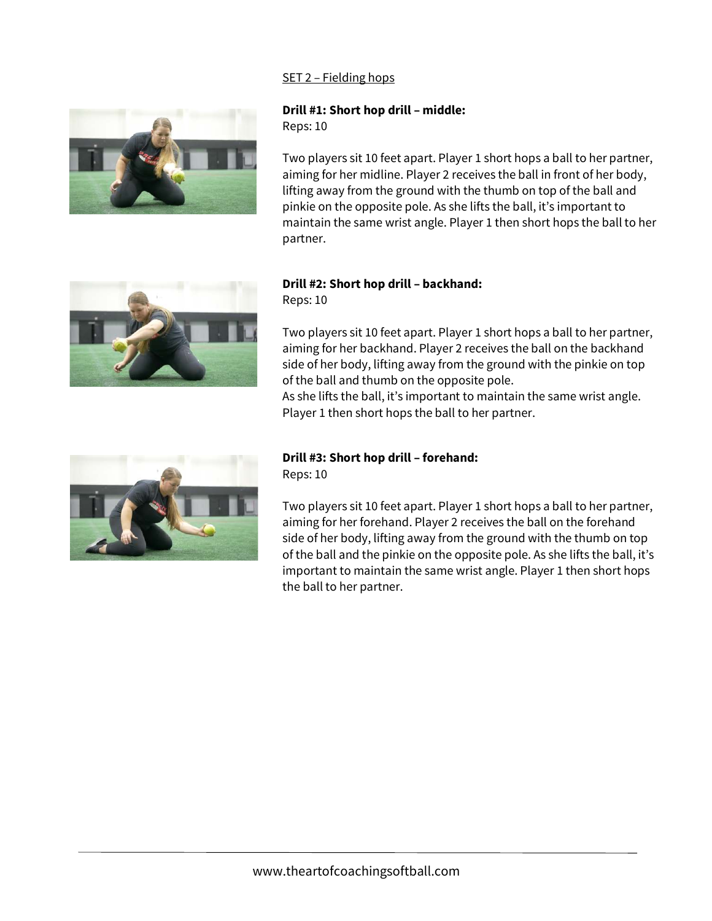SET 2 – Fielding hops

**Drill #1: Short hop drill – middle:**
Reps: 10

Two players sit 10 feet apart. Player 1 short hops a ball to her partner, aiming for her midline. Player 2 receives the ball in front of her body, lifting away from the ground with the thumb on top of the ball and pinkie on the opposite pole. As she lifts the ball, it's important to maintain the same wrist angle. Player 1 then short hops the ball to her partner.

**Drill #2: Short hop drill – backhand:**
Reps: 10

Two players sit 10 feet apart. Player 1 short hops a ball to her partner, aiming for her backhand. Player 2 receives the ball on the backhand side of her body, lifting away from the ground with the pinkie on top of the ball and thumb on the opposite pole.
As she lifts the ball, it's important to maintain the same wrist angle. Player 1 then short hops the ball to her partner.

**Drill #3: Short hop drill – forehand:**
Reps: 10

Two players sit 10 feet apart. Player 1 short hops a ball to her partner, aiming for her forehand. Player 2 receives the ball on the forehand side of her body, lifting away from the ground with the thumb on top of the ball and the pinkie on the opposite pole. As she lifts the ball, it's important to maintain the same wrist angle. Player 1 then short hops the ball to her partner.